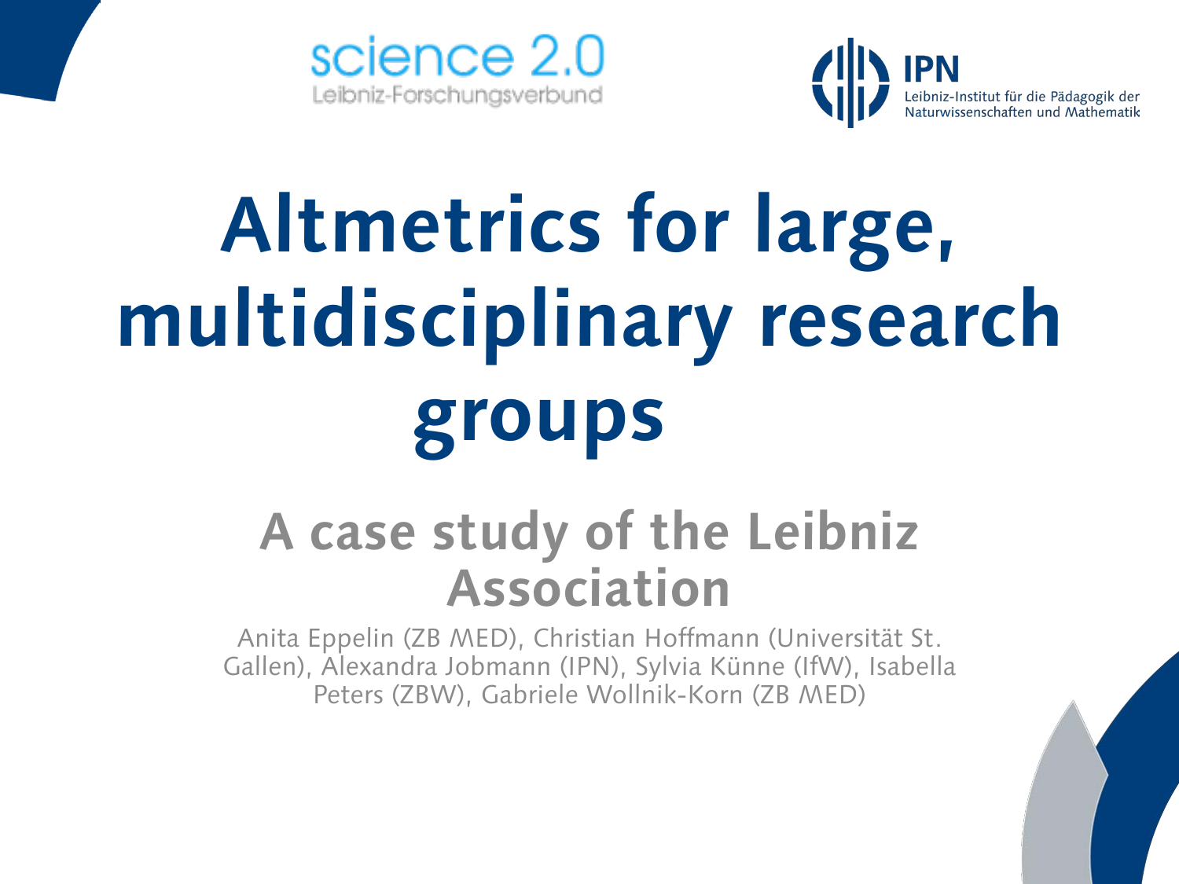science 2.0
Leibniz-Forschungsverbund

IPN
Leibniz-Institut für die Pädagogik der Naturwissenschaften und Mathematik

# Altmetrics for large, multidisciplinary research groups

## A case study of the Leibniz Association

Anita Eppelin (ZB MED), Christian Hoffmann (Universität St. Gallen), Alexandra Jobmann (IPN), Sylvia Künne (IfW), Isabella Peters (ZBW), Gabriele Wollnik-Korn (ZB MED)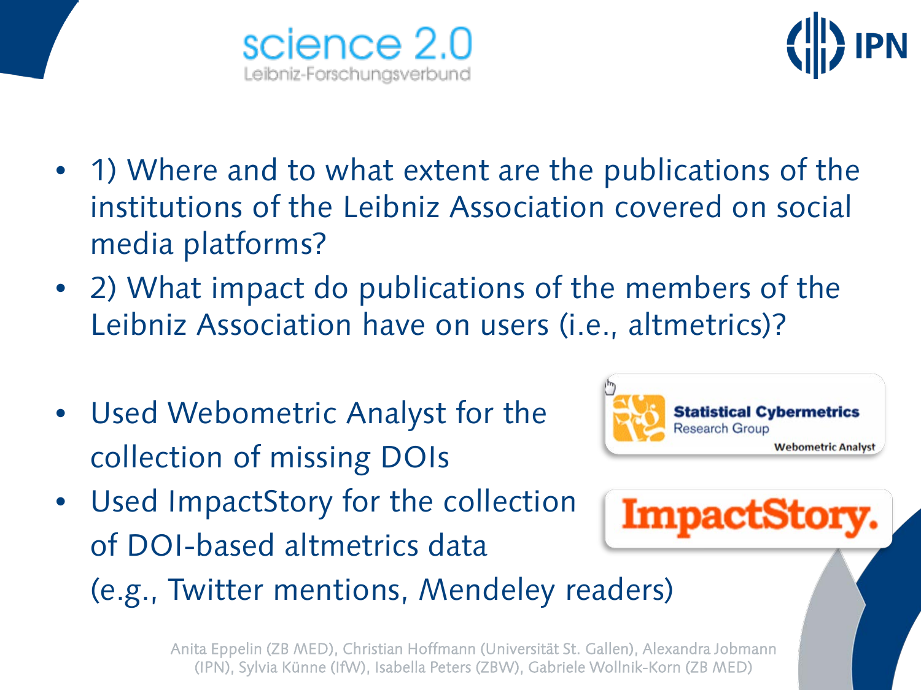- 1) Where and to what extent are the publications of the institutions of the Leibniz Association covered on social media platforms?
- 2) What impact do publications of the members of the Leibniz Association have on users (i.e., altmetrics)?

- Used Webometric Analyst for the collection of missing DOIs
- Used ImpactStory for the collection of DOI-based altmetrics data (e.g., Twitter mentions, Mendeley readers)

Anita Eppelin (ZB MED), Christian Hoffmann (Universität St. Gallen), Alexandra Jobmann (IPN), Sylvia Künne (IfW), Isabella Peters (ZBW), Gabriele Wollnik-Korn (ZB MED)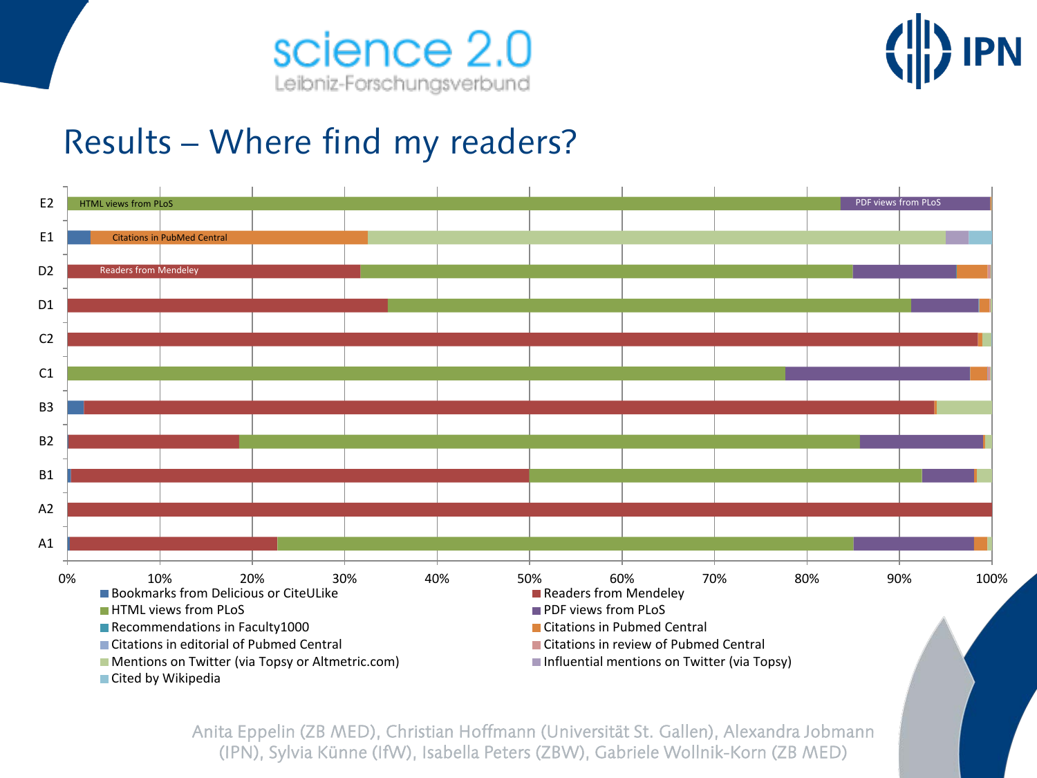science 2.0

Leibniz-Forschungsverbund

IPN

# Results – Where find my readers?

E2
E1
D2
D1
C2
C1
B3
B2
B1
A2
A1

HTML views from PLoS
PDF views from PLoS
Citations in PubMed Central
Readers from Mendeley

0%
10%
20%
30%
40%
50%
60%
70%
80%
90%
100%

Bookmarks from Delicious or CiteULike
Readers from Mendeley
HTML views from PLoS
PDF views from PLoS
Recommendations in Faculty1000
Citations in Pubmed Central
Citations in editorial of Pubmed Central
Citations in review of Pubmed Central
Mentions on Twitter (via Topsy or Altmetric.com)
Influential mentions on Twitter (via Topsy)
Cited by Wikipedia

Anita Eppelin (ZB MED), Christian Hoffmann (Universität St. Gallen), Alexandra Jobmann (IPN), Sylvia Künne (IfW), Isabella Peters (ZBW), Gabriele Wollnik-Korn (ZB MED)